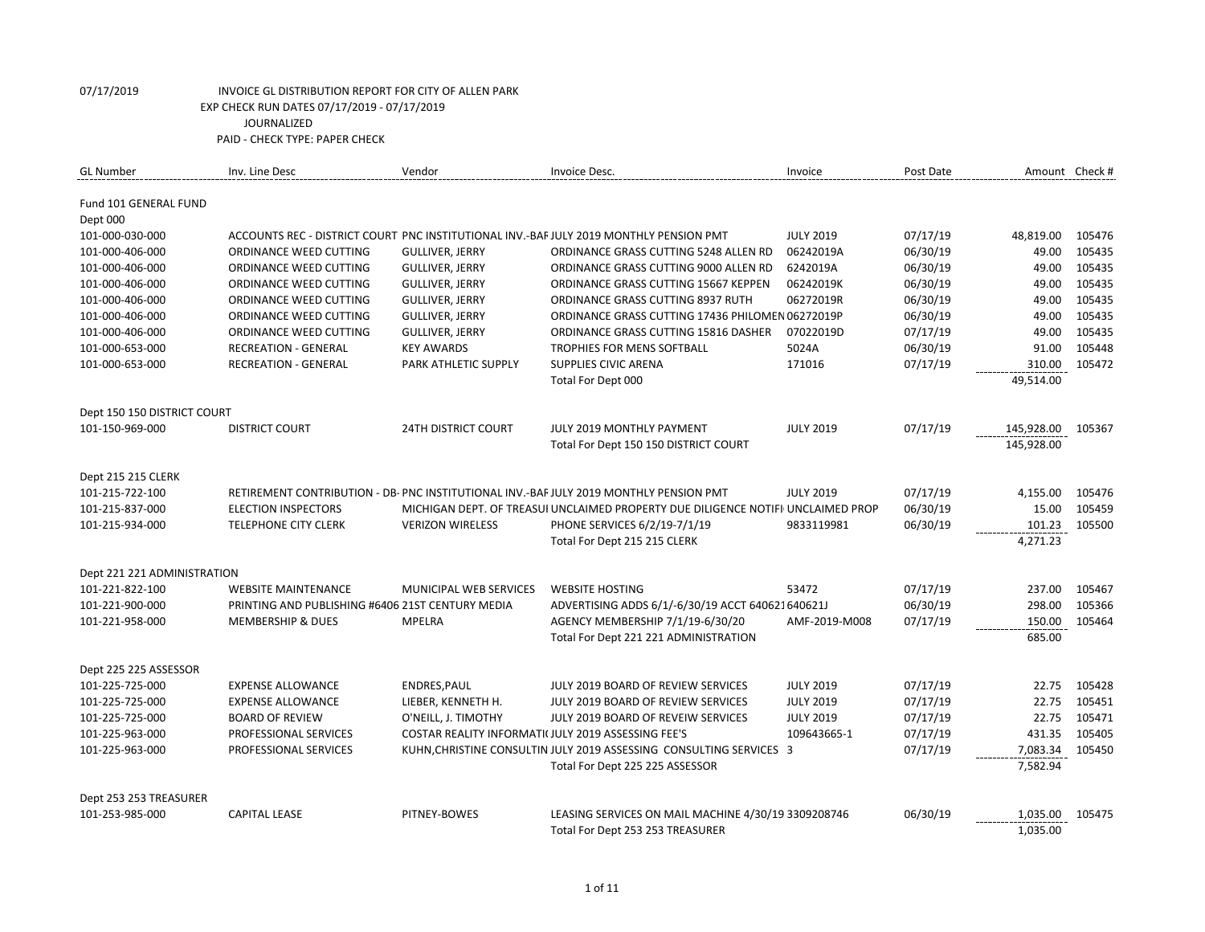07/17/2019 INVOICE GL DISTRIBUTION REPORT FOR CITY OF ALLEN PARK
EXP CHECK RUN DATES 07/17/2019 - 07/17/2019
JOURNALIZED
PAID - CHECK TYPE: PAPER CHECK

| GL Number | Inv. Line Desc | Vendor | Invoice Desc. | Invoice | Post Date | Amount | Check # |
|---|---|---|---|---|---|---|---|
| **Fund 101 GENERAL FUND** | | | | | | | |
| **Dept 000** | | | | | | | |
| 101-000-030-000 | ACCOUNTS REC - DISTRICT COURT | PNC INSTITUTIONAL INV.-BAF | JULY 2019 MONTHLY PENSION PMT | JULY 2019 | 07/17/19 | 48,819.00 | 105476 |
| 101-000-406-000 | ORDINANCE WEED CUTTING | GULLIVER, JERRY | ORDINANCE GRASS CUTTING 5248 ALLEN RD | 06242019A | 06/30/19 | 49.00 | 105435 |
| 101-000-406-000 | ORDINANCE WEED CUTTING | GULLIVER, JERRY | ORDINANCE GRASS CUTTING 9000 ALLEN RD | 6242019A | 06/30/19 | 49.00 | 105435 |
| 101-000-406-000 | ORDINANCE WEED CUTTING | GULLIVER, JERRY | ORDINANCE GRASS CUTTING 15667 KEPPEN | 06242019K | 06/30/19 | 49.00 | 105435 |
| 101-000-406-000 | ORDINANCE WEED CUTTING | GULLIVER, JERRY | ORDINANCE GRASS CUTTING 8937 RUTH | 06272019R | 06/30/19 | 49.00 | 105435 |
| 101-000-406-000 | ORDINANCE WEED CUTTING | GULLIVER, JERRY | ORDINANCE GRASS CUTTING 17436 PHILOMEN | 06272019P | 06/30/19 | 49.00 | 105435 |
| 101-000-406-000 | ORDINANCE WEED CUTTING | GULLIVER, JERRY | ORDINANCE GRASS CUTTING 15816 DASHER | 07022019D | 07/17/19 | 49.00 | 105435 |
| 101-000-653-000 | RECREATION - GENERAL | KEY AWARDS | TROPHIES FOR MENS SOFTBALL | 5024A | 06/30/19 | 91.00 | 105448 |
| 101-000-653-000 | RECREATION - GENERAL | PARK ATHLETIC SUPPLY | SUPPLIES CIVIC ARENA | 171016 | 07/17/19 | 310.00 | 105472 |
| | | | Total For Dept 000 | | | 49,514.00 | |
| **Dept 150 150 DISTRICT COURT** | | | | | | | |
| 101-150-969-000 | DISTRICT COURT | 24TH DISTRICT COURT | JULY 2019 MONTHLY PAYMENT | JULY 2019 | 07/17/19 | 145,928.00 | 105367 |
| | | | Total For Dept 150 150 DISTRICT COURT | | | 145,928.00 | |
| **Dept 215 215 CLERK** | | | | | | | |
| 101-215-722-100 | RETIREMENT CONTRIBUTION - DB- | PNC INSTITUTIONAL INV.-BAF | JULY 2019 MONTHLY PENSION PMT | JULY 2019 | 07/17/19 | 4,155.00 | 105476 |
| 101-215-837-000 | ELECTION INSPECTORS | MICHIGAN DEPT. OF TREASUI | UNCLAIMED PROPERTY DUE DILIGENCE NOTIFI | UNCLAIMED PROP | 06/30/19 | 15.00 | 105459 |
| 101-215-934-000 | TELEPHONE CITY CLERK | VERIZON WIRELESS | PHONE SERVICES 6/2/19-7/1/19 | 9833119981 | 06/30/19 | 101.23 | 105500 |
| | | | Total For Dept 215 215 CLERK | | | 4,271.23 | |
| **Dept 221 221 ADMINISTRATION** | | | | | | | |
| 101-221-822-100 | WEBSITE MAINTENANCE | MUNICIPAL WEB SERVICES | WEBSITE HOSTING | 53472 | 07/17/19 | 237.00 | 105467 |
| 101-221-900-000 | PRINTING AND PUBLISHING #6406 | 21ST CENTURY MEDIA | ADVERTISING ADDS 6/1/-6/30/19 ACCT 640621 | 640621J | 06/30/19 | 298.00 | 105366 |
| 101-221-958-000 | MEMBERSHIP & DUES | MPELRA | AGENCY MEMBERSHIP 7/1/19-6/30/20 | AMF-2019-M008 | 07/17/19 | 150.00 | 105464 |
| | | | Total For Dept 221 221 ADMINISTRATION | | | 685.00 | |
| **Dept 225 225 ASSESSOR** | | | | | | | |
| 101-225-725-000 | EXPENSE ALLOWANCE | ENDRES,PAUL | JULY 2019 BOARD OF REVIEW SERVICES | JULY 2019 | 07/17/19 | 22.75 | 105428 |
| 101-225-725-000 | EXPENSE ALLOWANCE | LIEBER, KENNETH H. | JULY 2019 BOARD OF REVIEW SERVICES | JULY 2019 | 07/17/19 | 22.75 | 105451 |
| 101-225-725-000 | BOARD OF REVIEW | O'NEILL, J. TIMOTHY | JULY 2019 BOARD OF REVEIW SERVICES | JULY 2019 | 07/17/19 | 22.75 | 105471 |
| 101-225-963-000 | PROFESSIONAL SERVICES | COSTAR REALITY INFORMATI | JULY 2019 ASSESSING FEE'S | 109643665-1 | 07/17/19 | 431.35 | 105405 |
| 101-225-963-000 | PROFESSIONAL SERVICES | KUHN,CHRISTINE CONSULTIN | JULY 2019 ASSESSING CONSULTING SERVICES | 3 | 07/17/19 | 7,083.34 | 105450 |
| | | | Total For Dept 225 225 ASSESSOR | | | 7,582.94 | |
| **Dept 253 253 TREASURER** | | | | | | | |
| 101-253-985-000 | CAPITAL LEASE | PITNEY-BOWES | LEASING SERVICES ON MAIL MACHINE 4/30/19 | 3309208746 | 06/30/19 | 1,035.00 | 105475 |
| | | | Total For Dept 253 253 TREASURER | | | 1,035.00 | |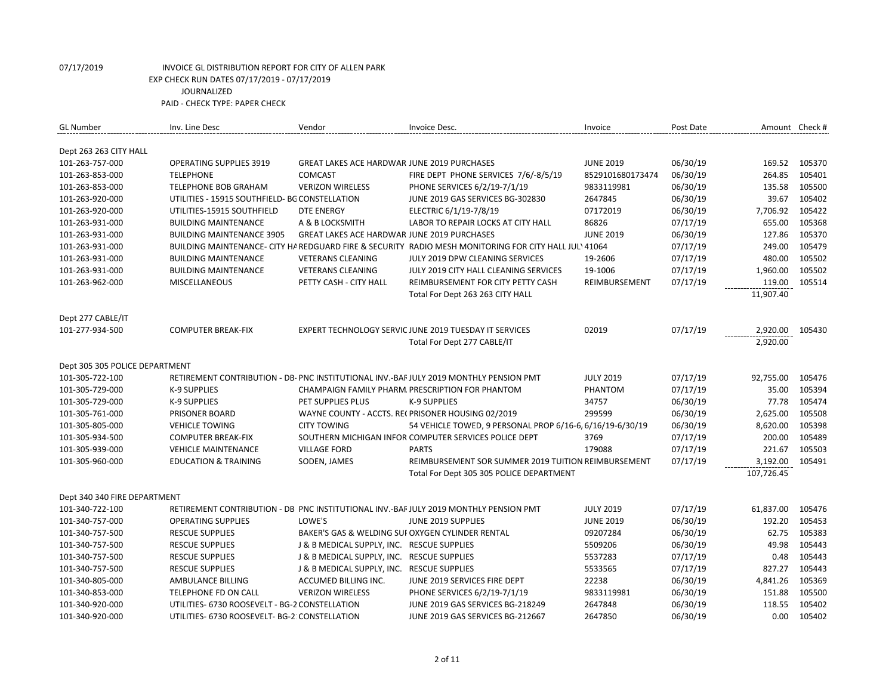07/17/2019 INVOICE GL DISTRIBUTION REPORT FOR CITY OF ALLEN PARK
EXP CHECK RUN DATES 07/17/2019 - 07/17/2019
JOURNALIZED
PAID - CHECK TYPE: PAPER CHECK

| GL Number | Inv. Line Desc | Vendor | Invoice Desc. | Invoice | Post Date | Amount | Check # |
|---|---|---|---|---|---|---|---|
| Dept 263 263 CITY HALL | | | | | | | |
| 101-263-757-000 | OPERATING SUPPLIES 3919 | GREAT LAKES ACE HARDWAR | JUNE 2019 PURCHASES | JUNE 2019 | 06/30/19 | 169.52 | 105370 |
| 101-263-853-000 | TELEPHONE | COMCAST | FIRE DEPT PHONE SERVICES 7/6/-8/5/19 | 8529101680173474 | 06/30/19 | 264.85 | 105401 |
| 101-263-853-000 | TELEPHONE BOB GRAHAM | VERIZON WIRELESS | PHONE SERVICES 6/2/19-7/1/19 | 9833119981 | 06/30/19 | 135.58 | 105500 |
| 101-263-920-000 | UTILITIES - 15915 SOUTHFIELD- BG | CONSTELLATION | JUNE 2019 GAS SERVICES BG-302830 | 2647845 | 06/30/19 | 39.67 | 105402 |
| 101-263-920-000 | UTILITIES-15915 SOUTHFIELD | DTE ENERGY | ELECTRIC 6/1/19-7/8/19 | 07172019 | 06/30/19 | 7,706.92 | 105422 |
| 101-263-931-000 | BUILDING MAINTENANCE | A & B LOCKSMITH | LABOR TO REPAIR LOCKS AT CITY HALL | 86826 | 07/17/19 | 655.00 | 105368 |
| 101-263-931-000 | BUILDING MAINTENANCE 3905 | GREAT LAKES ACE HARDWAR | JUNE 2019 PURCHASES | JUNE 2019 | 06/30/19 | 127.86 | 105370 |
| 101-263-931-000 | BUILDING MAINTENANCE- CITY HA | REDGUARD FIRE & SECURITY | RADIO MESH MONITORING FOR CITY HALL JUL | 41064 | 07/17/19 | 249.00 | 105479 |
| 101-263-931-000 | BUILDING MAINTENANCE | VETERANS CLEANING | JULY 2019 DPW CLEANING SERVICES | 19-2606 | 07/17/19 | 480.00 | 105502 |
| 101-263-931-000 | BUILDING MAINTENANCE | VETERANS CLEANING | JULY 2019 CITY HALL CLEANING SERVICES | 19-1006 | 07/17/19 | 1,960.00 | 105502 |
| 101-263-962-000 | MISCELLANEOUS | PETTY CASH - CITY HALL | REIMBURSEMENT FOR CITY PETTY CASH | REIMBURSEMENT | 07/17/19 | 119.00 | 105514 |
| | | | Total For Dept 263 263 CITY HALL | | | 11,907.40 | |
| Dept 277 CABLE/IT | | | | | | | |
| 101-277-934-500 | COMPUTER BREAK-FIX | EXPERT TECHNOLOGY SERVIC | JUNE 2019 TUESDAY IT SERVICES | 02019 | 07/17/19 | 2,920.00 | 105430 |
| | | | Total For Dept 277 CABLE/IT | | | 2,920.00 | |
| Dept 305 305 POLICE DEPARTMENT | | | | | | | |
| 101-305-722-100 | RETIREMENT CONTRIBUTION - DB- | PNC INSTITUTIONAL INV.-BAF | JULY 2019 MONTHLY PENSION PMT | JULY 2019 | 07/17/19 | 92,755.00 | 105476 |
| 101-305-729-000 | K-9 SUPPLIES | CHAMPAIGN FAMILY PHARM. | PRESCRIPTION FOR PHANTOM | PHANTOM | 07/17/19 | 35.00 | 105394 |
| 101-305-729-000 | K-9 SUPPLIES | PET SUPPLIES PLUS | K-9 SUPPLIES | 34757 | 06/30/19 | 77.78 | 105474 |
| 101-305-761-000 | PRISONER BOARD | WAYNE COUNTY - ACCTS. RE( | PRISONER HOUSING 02/2019 | 299599 | 06/30/19 | 2,625.00 | 105508 |
| 101-305-805-000 | VEHICLE TOWING | CITY TOWING | 54 VEHICLE TOWED, 9 PERSONAL PROP 6/16-6, | 6/16/19-6/30/19 | 06/30/19 | 8,620.00 | 105398 |
| 101-305-934-500 | COMPUTER BREAK-FIX | SOUTHERN MICHIGAN INFOR | COMPUTER SERVICES POLICE DEPT | 3769 | 07/17/19 | 200.00 | 105489 |
| 101-305-939-000 | VEHICLE MAINTENANCE | VILLAGE FORD | PARTS | 179088 | 07/17/19 | 221.67 | 105503 |
| 101-305-960-000 | EDUCATION & TRAINING | SODEN, JAMES | REIMBURSEMENT SOR SUMMER 2019 TUITION | REIMBURSEMENT | 07/17/19 | 3,192.00 | 105491 |
| | | | Total For Dept 305 305 POLICE DEPARTMENT | | | 107,726.45 | |
| Dept 340 340 FIRE DEPARTMENT | | | | | | | |
| 101-340-722-100 | RETIREMENT CONTRIBUTION - DB | PNC INSTITUTIONAL INV.-BAF | JULY 2019 MONTHLY PENSION PMT | JULY 2019 | 07/17/19 | 61,837.00 | 105476 |
| 101-340-757-000 | OPERATING SUPPLIES | LOWE'S | JUNE 2019 SUPPLIES | JUNE 2019 | 06/30/19 | 192.20 | 105453 |
| 101-340-757-500 | RESCUE SUPPLIES | BAKER'S GAS & WELDING SUI | OXYGEN CYLINDER RENTAL | 09207284 | 06/30/19 | 62.75 | 105383 |
| 101-340-757-500 | RESCUE SUPPLIES | J & B MEDICAL SUPPLY, INC. | RESCUE SUPPLIES | 5509206 | 06/30/19 | 49.98 | 105443 |
| 101-340-757-500 | RESCUE SUPPLIES | J & B MEDICAL SUPPLY, INC. | RESCUE SUPPLIES | 5537283 | 07/17/19 | 0.48 | 105443 |
| 101-340-757-500 | RESCUE SUPPLIES | J & B MEDICAL SUPPLY, INC. | RESCUE SUPPLIES | 5533565 | 07/17/19 | 827.27 | 105443 |
| 101-340-805-000 | AMBULANCE BILLING | ACCUMED BILLING INC. | JUNE 2019 SERVICES FIRE DEPT | 22238 | 06/30/19 | 4,841.26 | 105369 |
| 101-340-853-000 | TELEPHONE FD ON CALL | VERIZON WIRELESS | PHONE SERVICES 6/2/19-7/1/19 | 9833119981 | 06/30/19 | 151.88 | 105500 |
| 101-340-920-000 | UTILITIES- 6730 ROOSEVELT - BG-2 | CONSTELLATION | JUNE 2019 GAS SERVICES BG-218249 | 2647848 | 06/30/19 | 118.55 | 105402 |
| 101-340-920-000 | UTILITIES- 6730 ROOSEVELT- BG-2 | CONSTELLATION | JUNE 2019 GAS SERVICES BG-212667 | 2647850 | 06/30/19 | 0.00 | 105402 |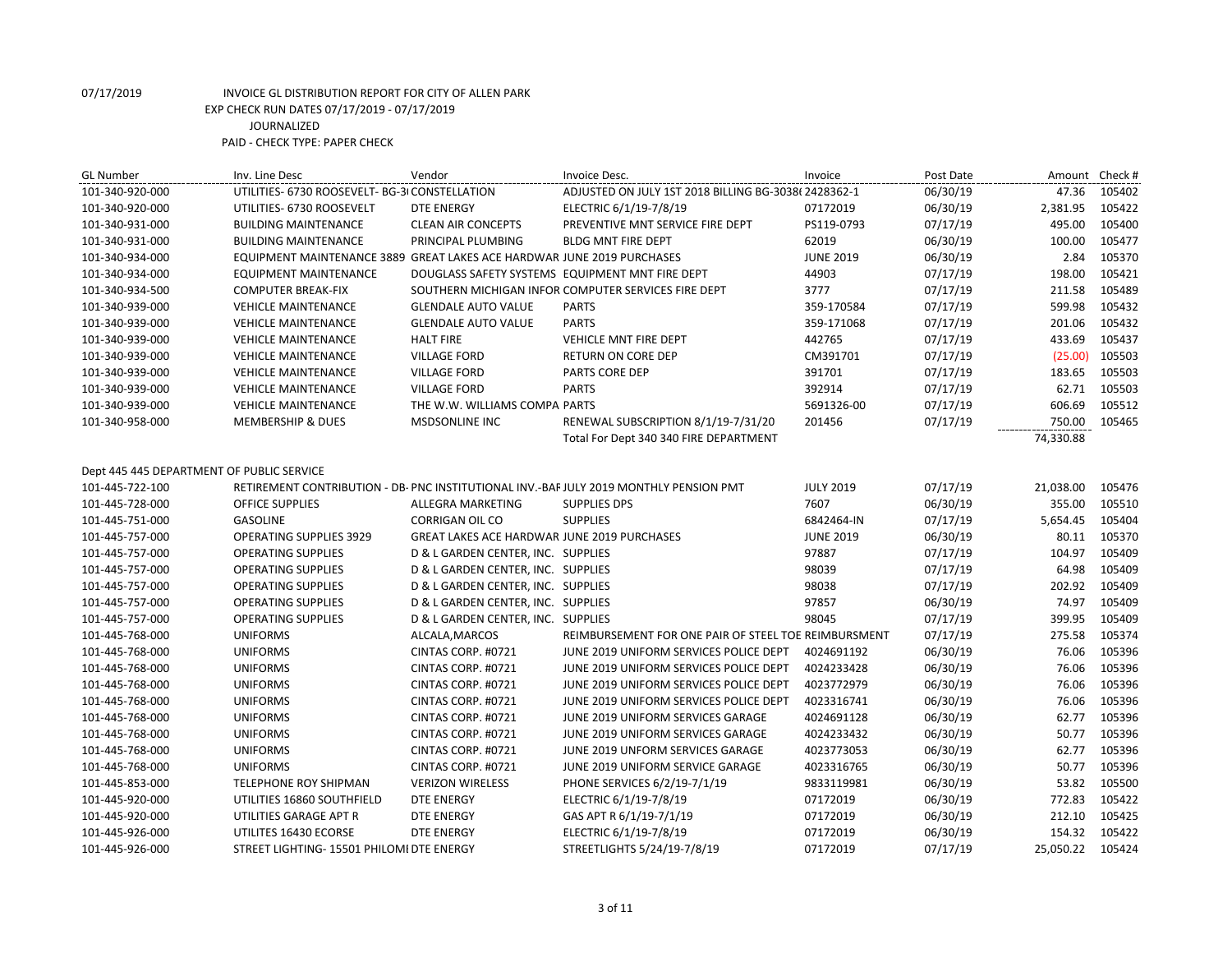07/17/2019 INVOICE GL DISTRIBUTION REPORT FOR CITY OF ALLEN PARK

EXP CHECK RUN DATES 07/17/2019 - 07/17/2019

JOURNALIZED

PAID - CHECK TYPE: PAPER CHECK

| GL Number | Inv. Line Desc | Vendor | Invoice Desc. | Invoice | Post Date | Amount | Check # |
|---|---|---|---|---|---|---|---|
| 101-340-920-000 | UTILITIES- 6730 ROOSEVELT- BG-3( | CONSTELLATION | ADJUSTED ON JULY 1ST 2018 BILLING BG-3038( | 2428362-1 | 06/30/19 | 47.36 | 105402 |
| 101-340-920-000 | UTILITIES- 6730 ROOSEVELT | DTE ENERGY | ELECTRIC 6/1/19-7/8/19 | 07172019 | 06/30/19 | 2,381.95 | 105422 |
| 101-340-931-000 | BUILDING MAINTENANCE | CLEAN AIR CONCEPTS | PREVENTIVE MNT SERVICE FIRE DEPT | PS119-0793 | 07/17/19 | 495.00 | 105400 |
| 101-340-931-000 | BUILDING MAINTENANCE | PRINCIPAL PLUMBING | BLDG MNT FIRE DEPT | 62019 | 06/30/19 | 100.00 | 105477 |
| 101-340-934-000 | EQUIPMENT MAINTENANCE 3889 | GREAT LAKES ACE HARDWAR | JUNE 2019 PURCHASES | JUNE 2019 | 06/30/19 | 2.84 | 105370 |
| 101-340-934-000 | EQUIPMENT MAINTENANCE | DOUGLASS SAFETY SYSTEMS | EQUIPMENT MNT FIRE DEPT | 44903 | 07/17/19 | 198.00 | 105421 |
| 101-340-934-500 | COMPUTER BREAK-FIX | SOUTHERN MICHIGAN INFOR | COMPUTER SERVICES FIRE DEPT | 3777 | 07/17/19 | 211.58 | 105489 |
| 101-340-939-000 | VEHICLE MAINTENANCE | GLENDALE AUTO VALUE | PARTS | 359-170584 | 07/17/19 | 599.98 | 105432 |
| 101-340-939-000 | VEHICLE MAINTENANCE | GLENDALE AUTO VALUE | PARTS | 359-171068 | 07/17/19 | 201.06 | 105432 |
| 101-340-939-000 | VEHICLE MAINTENANCE | HALT FIRE | VEHICLE MNT FIRE DEPT | 442765 | 07/17/19 | 433.69 | 105437 |
| 101-340-939-000 | VEHICLE MAINTENANCE | VILLAGE FORD | RETURN ON CORE DEP | CM391701 | 07/17/19 | (25.00) | 105503 |
| 101-340-939-000 | VEHICLE MAINTENANCE | VILLAGE FORD | PARTS CORE DEP | 391701 | 07/17/19 | 183.65 | 105503 |
| 101-340-939-000 | VEHICLE MAINTENANCE | VILLAGE FORD | PARTS | 392914 | 07/17/19 | 62.71 | 105503 |
| 101-340-939-000 | VEHICLE MAINTENANCE | THE W.W. WILLIAMS COMPA | PARTS | 5691326-00 | 07/17/19 | 606.69 | 105512 |
| 101-340-958-000 | MEMBERSHIP & DUES | MSDSONLINE INC | RENEWAL SUBSCRIPTION 8/1/19-7/31/20 | 201456 | 07/17/19 | 750.00 | 105465 |
| | | | Total For Dept 340 340 FIRE DEPARTMENT | | | 74,330.88 | |
| Dept 445 445 DEPARTMENT OF PUBLIC SERVICE | | | | | | | |
| 101-445-722-100 | RETIREMENT CONTRIBUTION - DB- | PNC INSTITUTIONAL INV.-BAF | JULY 2019 MONTHLY PENSION PMT | JULY 2019 | 07/17/19 | 21,038.00 | 105476 |
| 101-445-728-000 | OFFICE SUPPLIES | ALLEGRA MARKETING | SUPPLIES DPS | 7607 | 06/30/19 | 355.00 | 105510 |
| 101-445-751-000 | GASOLINE | CORRIGAN OIL CO | SUPPLIES | 6842464-IN | 07/17/19 | 5,654.45 | 105404 |
| 101-445-757-000 | OPERATING SUPPLIES 3929 | GREAT LAKES ACE HARDWAR | JUNE 2019 PURCHASES | JUNE 2019 | 06/30/19 | 80.11 | 105370 |
| 101-445-757-000 | OPERATING SUPPLIES | D & L GARDEN CENTER, INC. | SUPPLIES | 97887 | 07/17/19 | 104.97 | 105409 |
| 101-445-757-000 | OPERATING SUPPLIES | D & L GARDEN CENTER, INC. | SUPPLIES | 98039 | 07/17/19 | 64.98 | 105409 |
| 101-445-757-000 | OPERATING SUPPLIES | D & L GARDEN CENTER, INC. | SUPPLIES | 98038 | 07/17/19 | 202.92 | 105409 |
| 101-445-757-000 | OPERATING SUPPLIES | D & L GARDEN CENTER, INC. | SUPPLIES | 97857 | 06/30/19 | 74.97 | 105409 |
| 101-445-757-000 | OPERATING SUPPLIES | D & L GARDEN CENTER, INC. | SUPPLIES | 98045 | 07/17/19 | 399.95 | 105409 |
| 101-445-768-000 | UNIFORMS | ALCALA,MARCOS | REIMBURSEMENT FOR ONE PAIR OF STEEL TOE | REIMBURSMENT | 07/17/19 | 275.58 | 105374 |
| 101-445-768-000 | UNIFORMS | CINTAS CORP. #0721 | JUNE 2019 UNIFORM SERVICES POLICE DEPT | 4024691192 | 06/30/19 | 76.06 | 105396 |
| 101-445-768-000 | UNIFORMS | CINTAS CORP. #0721 | JUNE 2019 UNIFORM SERVICES POLICE DEPT | 4024233428 | 06/30/19 | 76.06 | 105396 |
| 101-445-768-000 | UNIFORMS | CINTAS CORP. #0721 | JUNE 2019 UNIFORM SERVICES POLICE DEPT | 4023772979 | 06/30/19 | 76.06 | 105396 |
| 101-445-768-000 | UNIFORMS | CINTAS CORP. #0721 | JUNE 2019 UNIFORM SERVICES POLICE DEPT | 4023316741 | 06/30/19 | 76.06 | 105396 |
| 101-445-768-000 | UNIFORMS | CINTAS CORP. #0721 | JUNE 2019 UNIFORM SERVICES GARAGE | 4024691128 | 06/30/19 | 62.77 | 105396 |
| 101-445-768-000 | UNIFORMS | CINTAS CORP. #0721 | JUNE 2019 UNIFORM SERVICES GARAGE | 4024233432 | 06/30/19 | 50.77 | 105396 |
| 101-445-768-000 | UNIFORMS | CINTAS CORP. #0721 | JUNE 2019 UNFORM SERVICES GARAGE | 4023773053 | 06/30/19 | 62.77 | 105396 |
| 101-445-768-000 | UNIFORMS | CINTAS CORP. #0721 | JUNE 2019 UNIFORM SERVICE GARAGE | 4023316765 | 06/30/19 | 50.77 | 105396 |
| 101-445-853-000 | TELEPHONE ROY SHIPMAN | VERIZON WIRELESS | PHONE SERVICES 6/2/19-7/1/19 | 9833119981 | 06/30/19 | 53.82 | 105500 |
| 101-445-920-000 | UTILITIES 16860 SOUTHFIELD | DTE ENERGY | ELECTRIC 6/1/19-7/8/19 | 07172019 | 06/30/19 | 772.83 | 105422 |
| 101-445-920-000 | UTILITIES GARAGE APT R | DTE ENERGY | GAS APT R 6/1/19-7/1/19 | 07172019 | 06/30/19 | 212.10 | 105425 |
| 101-445-926-000 | UTILITES 16430 ECORSE | DTE ENERGY | ELECTRIC 6/1/19-7/8/19 | 07172019 | 06/30/19 | 154.32 | 105422 |
| 101-445-926-000 | STREET LIGHTING- 15501 PHILOMI | DTE ENERGY | STREETLIGHTS 5/24/19-7/8/19 | 07172019 | 07/17/19 | 25,050.22 | 105424 |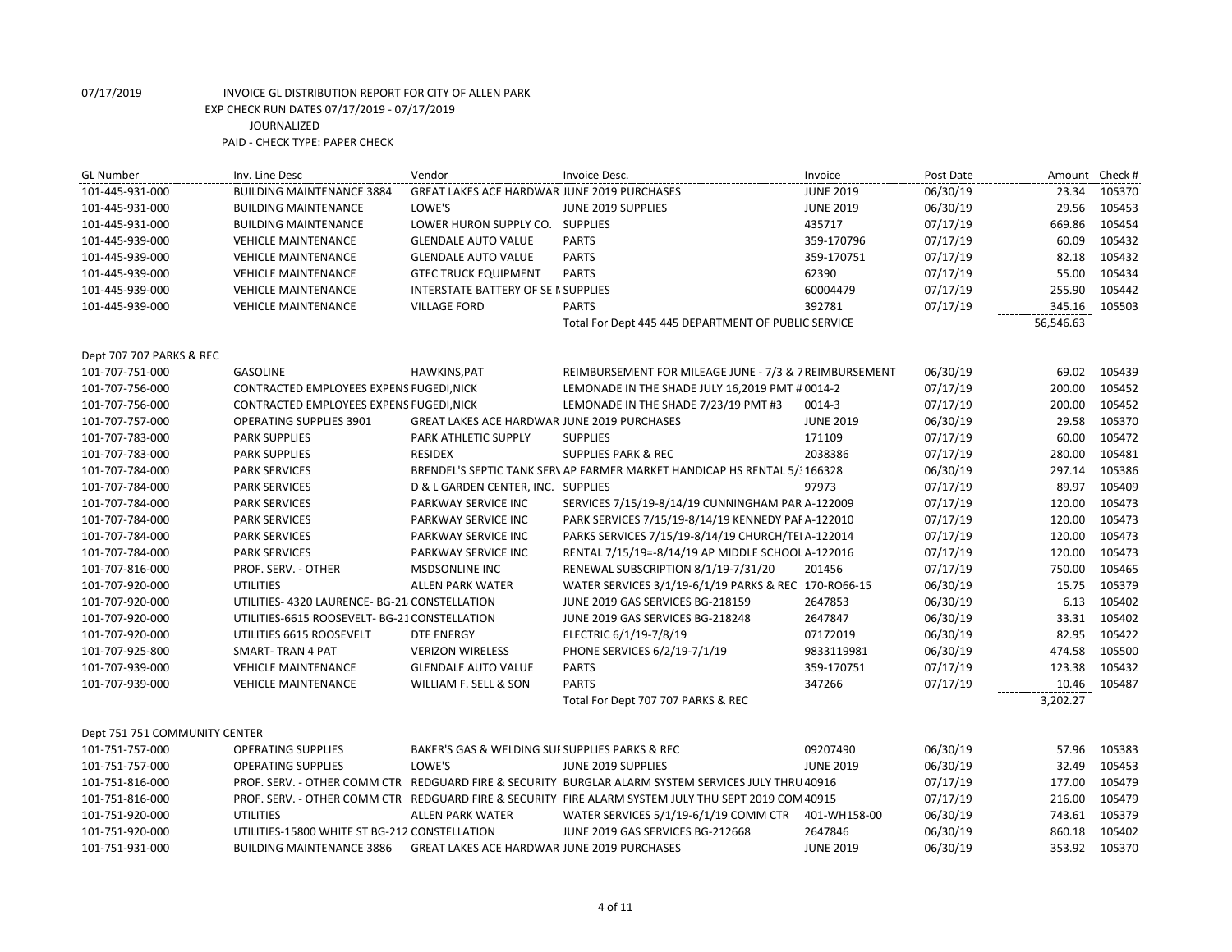07/17/2019 INVOICE GL DISTRIBUTION REPORT FOR CITY OF ALLEN PARK
EXP CHECK RUN DATES 07/17/2019 - 07/17/2019
JOURNALIZED
PAID - CHECK TYPE: PAPER CHECK

| GL Number | Inv. Line Desc | Vendor | Invoice Desc. | Invoice | Post Date | Amount | Check # |
|---|---|---|---|---|---|---|---|
| 101-445-931-000 | BUILDING MAINTENANCE 3884 | GREAT LAKES ACE HARDWAR | JUNE 2019 PURCHASES | JUNE 2019 | 06/30/19 | 23.34 | 105370 |
| 101-445-931-000 | BUILDING MAINTENANCE | LOWE'S | JUNE 2019 SUPPLIES | JUNE 2019 | 06/30/19 | 29.56 | 105453 |
| 101-445-931-000 | BUILDING MAINTENANCE | LOWER HURON SUPPLY CO. | SUPPLIES | 435717 | 07/17/19 | 669.86 | 105454 |
| 101-445-939-000 | VEHICLE MAINTENANCE | GLENDALE AUTO VALUE | PARTS | 359-170796 | 07/17/19 | 60.09 | 105432 |
| 101-445-939-000 | VEHICLE MAINTENANCE | GLENDALE AUTO VALUE | PARTS | 359-170751 | 07/17/19 | 82.18 | 105432 |
| 101-445-939-000 | VEHICLE MAINTENANCE | GTEC TRUCK EQUIPMENT | PARTS | 62390 | 07/17/19 | 55.00 | 105434 |
| 101-445-939-000 | VEHICLE MAINTENANCE | INTERSTATE BATTERY OF SE M | SUPPLIES | 60004479 | 07/17/19 | 255.90 | 105442 |
| 101-445-939-000 | VEHICLE MAINTENANCE | VILLAGE FORD | PARTS | 392781 | 07/17/19 | 345.16 | 105503 |
| | | | Total For Dept 445 445 DEPARTMENT OF PUBLIC SERVICE | | | 56,546.63 | |
| Dept 707 707 PARKS & REC | | | | | | | |
| 101-707-751-000 | GASOLINE | HAWKINS,PAT | REIMBURSEMENT FOR MILEAGE JUNE - 7/3 & 7 | REIMBURSEMENT | 06/30/19 | 69.02 | 105439 |
| 101-707-756-000 | CONTRACTED EMPLOYEES EXPENS | FUGEDI,NICK | LEMONADE IN THE SHADE JULY 16,2019 PMT # | 0014-2 | 07/17/19 | 200.00 | 105452 |
| 101-707-756-000 | CONTRACTED EMPLOYEES EXPENS | FUGEDI,NICK | LEMONADE IN THE SHADE 7/23/19 PMT #3 | 0014-3 | 07/17/19 | 200.00 | 105452 |
| 101-707-757-000 | OPERATING SUPPLIES 3901 | GREAT LAKES ACE HARDWAR | JUNE 2019 PURCHASES | JUNE 2019 | 06/30/19 | 29.58 | 105370 |
| 101-707-783-000 | PARK SUPPLIES | PARK ATHLETIC SUPPLY | SUPPLIES | 171109 | 07/17/19 | 60.00 | 105472 |
| 101-707-783-000 | PARK SUPPLIES | RESIDEX | SUPPLIES PARK & REC | 2038386 | 07/17/19 | 280.00 | 105481 |
| 101-707-784-000 | PARK SERVICES | BRENDEL'S SEPTIC TANK SERV | AP FARMER MARKET HANDICAP HS RENTAL 5/1 | 166328 | 06/30/19 | 297.14 | 105386 |
| 101-707-784-000 | PARK SERVICES | D & L GARDEN CENTER, INC. | SUPPLIES | 97973 | 07/17/19 | 89.97 | 105409 |
| 101-707-784-000 | PARK SERVICES | PARKWAY SERVICE INC | SERVICES 7/15/19-8/14/19 CUNNINGHAM PAR | A-122009 | 07/17/19 | 120.00 | 105473 |
| 101-707-784-000 | PARK SERVICES | PARKWAY SERVICE INC | PARK SERVICES 7/15/19-8/14/19 KENNEDY PAI | A-122010 | 07/17/19 | 120.00 | 105473 |
| 101-707-784-000 | PARK SERVICES | PARKWAY SERVICE INC | PARKS SERVICES 7/15/19-8/14/19 CHURCH/TEI | A-122014 | 07/17/19 | 120.00 | 105473 |
| 101-707-784-000 | PARK SERVICES | PARKWAY SERVICE INC | RENTAL 7/15/19=-8/14/19 AP MIDDLE SCHOOL | A-122016 | 07/17/19 | 120.00 | 105473 |
| 101-707-816-000 | PROF. SERV. - OTHER | MSDSONLINE INC | RENEWAL SUBSCRIPTION 8/1/19-7/31/20 | 201456 | 07/17/19 | 750.00 | 105465 |
| 101-707-920-000 | UTILITIES | ALLEN PARK WATER | WATER SERVICES 3/1/19-6/1/19 PARKS & REC | 170-RO66-15 | 06/30/19 | 15.75 | 105379 |
| 101-707-920-000 | UTILITIES- 4320 LAURENCE- BG-21 | CONSTELLATION | JUNE 2019 GAS SERVICES BG-218159 | 2647853 | 06/30/19 | 6.13 | 105402 |
| 101-707-920-000 | UTILITIES-6615 ROOSEVELT- BG-21 | CONSTELLATION | JUNE 2019 GAS SERVICES BG-218248 | 2647847 | 06/30/19 | 33.31 | 105402 |
| 101-707-920-000 | UTILITIES 6615 ROOSEVELT | DTE ENERGY | ELECTRIC 6/1/19-7/8/19 | 07172019 | 06/30/19 | 82.95 | 105422 |
| 101-707-925-800 | SMART- TRAN 4 PAT | VERIZON WIRELESS | PHONE SERVICES 6/2/19-7/1/19 | 9833119981 | 06/30/19 | 474.58 | 105500 |
| 101-707-939-000 | VEHICLE MAINTENANCE | GLENDALE AUTO VALUE | PARTS | 359-170751 | 07/17/19 | 123.38 | 105432 |
| 101-707-939-000 | VEHICLE MAINTENANCE | WILLIAM F. SELL & SON | PARTS | 347266 | 07/17/19 | 10.46 | 105487 |
| | | | Total For Dept 707 707 PARKS & REC | | | 3,202.27 | |
| Dept 751 751 COMMUNITY CENTER | | | | | | | |
| 101-751-757-000 | OPERATING SUPPLIES | BAKER'S GAS & WELDING SUI | SUPPLIES PARKS & REC | 09207490 | 06/30/19 | 57.96 | 105383 |
| 101-751-757-000 | OPERATING SUPPLIES | LOWE'S | JUNE 2019 SUPPLIES | JUNE 2019 | 06/30/19 | 32.49 | 105453 |
| 101-751-816-000 | PROF. SERV. - OTHER COMM CTR | REDGUARD FIRE & SECURITY | BURGLAR ALARM SYSTEM SERVICES JULY THRU | 40916 | 07/17/19 | 177.00 | 105479 |
| 101-751-816-000 | PROF. SERV. - OTHER COMM CTR | REDGUARD FIRE & SECURITY | FIRE ALARM SYSTEM JULY THU SEPT 2019 COM | 40915 | 07/17/19 | 216.00 | 105479 |
| 101-751-920-000 | UTILITIES | ALLEN PARK WATER | WATER SERVICES 5/1/19-6/1/19 COMM CTR | 401-WH158-00 | 06/30/19 | 743.61 | 105379 |
| 101-751-920-000 | UTILITIES-15800 WHITE ST BG-212 | CONSTELLATION | JUNE 2019 GAS SERVICES BG-212668 | 2647846 | 06/30/19 | 860.18 | 105402 |
| 101-751-931-000 | BUILDING MAINTENANCE 3886 | GREAT LAKES ACE HARDWAR | JUNE 2019 PURCHASES | JUNE 2019 | 06/30/19 | 353.92 | 105370 |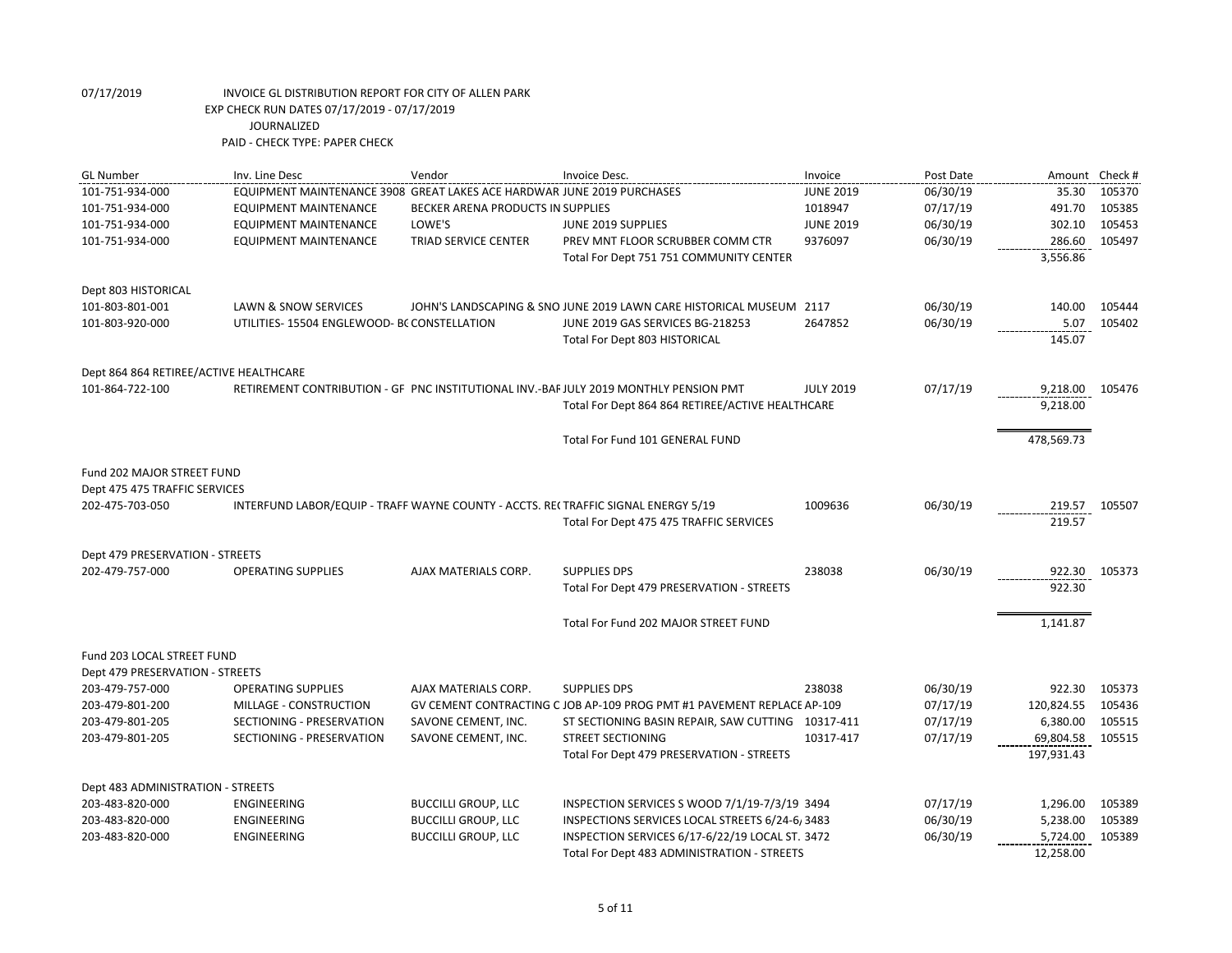07/17/2019 INVOICE GL DISTRIBUTION REPORT FOR CITY OF ALLEN PARK
EXP CHECK RUN DATES 07/17/2019 - 07/17/2019
JOURNALIZED
PAID - CHECK TYPE: PAPER CHECK

| GL Number | Inv. Line Desc | Vendor | Invoice Desc. | Invoice | Post Date | Amount | Check # |
|---|---|---|---|---|---|---|---|
| 101-751-934-000 | EQUIPMENT MAINTENANCE 3908 | GREAT LAKES ACE HARDWAR | JUNE 2019 PURCHASES | JUNE 2019 | 06/30/19 | 35.30 | 105370 |
| 101-751-934-000 | EQUIPMENT MAINTENANCE | BECKER ARENA PRODUCTS IN | SUPPLIES | 1018947 | 07/17/19 | 491.70 | 105385 |
| 101-751-934-000 | EQUIPMENT MAINTENANCE | LOWE'S | JUNE 2019 SUPPLIES | JUNE 2019 | 06/30/19 | 302.10 | 105453 |
| 101-751-934-000 | EQUIPMENT MAINTENANCE | TRIAD SERVICE CENTER | PREV MNT FLOOR SCRUBBER COMM CTR | 9376097 | 06/30/19 | 286.60 | 105497 |
| | | | Total For Dept 751 751 COMMUNITY CENTER | | | 3,556.86 | |
| Dept 803 HISTORICAL | | | | | | | |
| 101-803-801-001 | LAWN & SNOW SERVICES | JOHN'S LANDSCAPING & SNO | JUNE 2019 LAWN CARE HISTORICAL MUSEUM | 2117 | 06/30/19 | 140.00 | 105444 |
| 101-803-920-000 | UTILITIES- 15504 ENGLEWOOD- B( | CONSTELLATION | JUNE 2019 GAS SERVICES BG-218253 | 2647852 | 06/30/19 | 5.07 | 105402 |
| | | | Total For Dept 803 HISTORICAL | | | 145.07 | |
| Dept 864 864 RETIREE/ACTIVE HEALTHCARE | | | | | | | |
| 101-864-722-100 | RETIREMENT CONTRIBUTION - GF | PNC INSTITUTIONAL INV.-BAF | JULY 2019 MONTHLY PENSION PMT | JULY 2019 | 07/17/19 | 9,218.00 | 105476 |
| | | | Total For Dept 864 864 RETIREE/ACTIVE HEALTHCARE | | | 9,218.00 | |
| | | | Total For Fund 101 GENERAL FUND | | | 478,569.73 | |
| Fund 202 MAJOR STREET FUND | | | | | | | |
| Dept 475 475 TRAFFIC SERVICES | | | | | | | |
| 202-475-703-050 | INTERFUND LABOR/EQUIP - TRAFF | WAYNE COUNTY - ACCTS. RE( | TRAFFIC SIGNAL ENERGY 5/19 | 1009636 | 06/30/19 | 219.57 | 105507 |
| | | | Total For Dept 475 475 TRAFFIC SERVICES | | | 219.57 | |
| Dept 479 PRESERVATION - STREETS | | | | | | | |
| 202-479-757-000 | OPERATING SUPPLIES | AJAX MATERIALS CORP. | SUPPLIES DPS | 238038 | 06/30/19 | 922.30 | 105373 |
| | | | Total For Dept 479 PRESERVATION - STREETS | | | 922.30 | |
| | | | Total For Fund 202 MAJOR STREET FUND | | | 1,141.87 | |
| Fund 203 LOCAL STREET FUND | | | | | | | |
| Dept 479 PRESERVATION - STREETS | | | | | | | |
| 203-479-757-000 | OPERATING SUPPLIES | AJAX MATERIALS CORP. | SUPPLIES DPS | 238038 | 06/30/19 | 922.30 | 105373 |
| 203-479-801-200 | MILLAGE - CONSTRUCTION | GV CEMENT CONTRACTING C | JOB AP-109 PROG PMT #1 PAVEMENT REPLACE | AP-109 | 07/17/19 | 120,824.55 | 105436 |
| 203-479-801-205 | SECTIONING - PRESERVATION | SAVONE CEMENT, INC. | ST SECTIONING BASIN REPAIR, SAW CUTTING | 10317-411 | 07/17/19 | 6,380.00 | 105515 |
| 203-479-801-205 | SECTIONING - PRESERVATION | SAVONE CEMENT, INC. | STREET SECTIONING | 10317-417 | 07/17/19 | 69,804.58 | 105515 |
| | | | Total For Dept 479 PRESERVATION - STREETS | | | 197,931.43 | |
| Dept 483 ADMINISTRATION - STREETS | | | | | | | |
| 203-483-820-000 | ENGINEERING | BUCCILLI GROUP, LLC | INSPECTION SERVICES S WOOD 7/1/19-7/3/19 | 3494 | 07/17/19 | 1,296.00 | 105389 |
| 203-483-820-000 | ENGINEERING | BUCCILLI GROUP, LLC | INSPECTIONS SERVICES LOCAL STREETS 6/24-6/ | 3483 | 06/30/19 | 5,238.00 | 105389 |
| 203-483-820-000 | ENGINEERING | BUCCILLI GROUP, LLC | INSPECTION SERVICES 6/17-6/22/19 LOCAL ST. | 3472 | 06/30/19 | 5,724.00 | 105389 |
| | | | Total For Dept 483 ADMINISTRATION - STREETS | | | 12,258.00 | |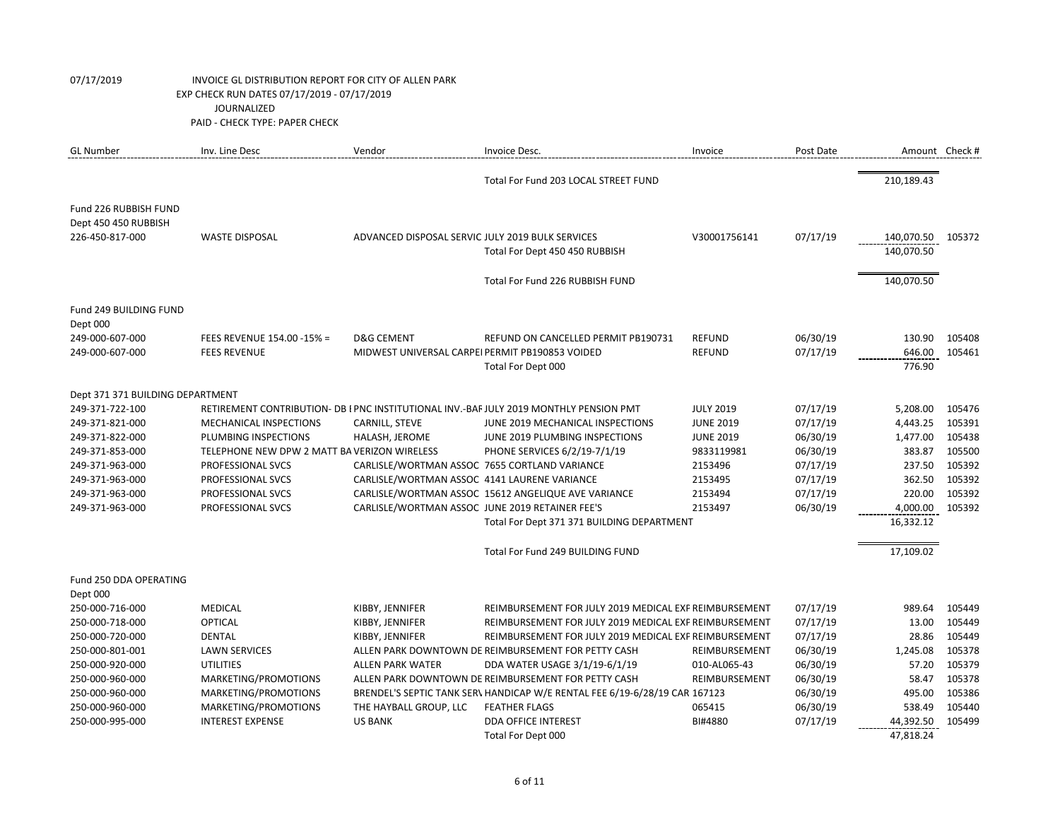07/17/2019 INVOICE GL DISTRIBUTION REPORT FOR CITY OF ALLEN PARK
EXP CHECK RUN DATES 07/17/2019 - 07/17/2019
JOURNALIZED
PAID - CHECK TYPE: PAPER CHECK

| GL Number | Inv. Line Desc | Vendor | Invoice Desc. | Invoice | Post Date | Amount | Check # |
|---|---|---|---|---|---|---|---|
| | | | Total For Fund 203 LOCAL STREET FUND | | | 210,189.43 | |
| Fund 226 RUBBISH FUND | | | | | | | |
| Dept 450 450 RUBBISH | | | | | | | |
| 226-450-817-000 | WASTE DISPOSAL | ADVANCED DISPOSAL SERVIC | JULY 2019 BULK SERVICES | V30001756141 | 07/17/19 | 140,070.50 | 105372 |
| | | | Total For Dept 450 450 RUBBISH | | | 140,070.50 | |
| | | | Total For Fund 226 RUBBISH FUND | | | 140,070.50 | |
| Fund 249 BUILDING FUND | | | | | | | |
| Dept 000 | | | | | | | |
| 249-000-607-000 | FEES REVENUE 154.00 -15% = | D&G CEMENT | REFUND ON CANCELLED PERMIT PB190731 | REFUND | 06/30/19 | 130.90 | 105408 |
| 249-000-607-000 | FEES REVENUE | MIDWEST UNIVERSAL CARPEI | PERMIT PB190853 VOIDED | REFUND | 07/17/19 | 646.00 | 105461 |
| | | | Total For Dept 000 | | | 776.90 | |
| Dept 371 371 BUILDING DEPARTMENT | | | | | | | |
| 249-371-722-100 | RETIREMENT CONTRIBUTION- DB I | PNC INSTITUTIONAL INV.-BAF | JULY 2019 MONTHLY PENSION PMT | JULY 2019 | 07/17/19 | 5,208.00 | 105476 |
| 249-371-821-000 | MECHANICAL INSPECTIONS | CARNILL, STEVE | JUNE 2019 MECHANICAL INSPECTIONS | JUNE 2019 | 07/17/19 | 4,443.25 | 105391 |
| 249-371-822-000 | PLUMBING INSPECTIONS | HALASH, JEROME | JUNE 2019 PLUMBING INSPECTIONS | JUNE 2019 | 06/30/19 | 1,477.00 | 105438 |
| 249-371-853-000 | TELEPHONE NEW DPW 2 MATT BA | VERIZON WIRELESS | PHONE SERVICES 6/2/19-7/1/19 | 9833119981 | 06/30/19 | 383.87 | 105500 |
| 249-371-963-000 | PROFESSIONAL SVCS | CARLISLE/WORTMAN ASSOC | 7655 CORTLAND VARIANCE | 2153496 | 07/17/19 | 237.50 | 105392 |
| 249-371-963-000 | PROFESSIONAL SVCS | CARLISLE/WORTMAN ASSOC | 4141 LAURENE VARIANCE | 2153495 | 07/17/19 | 362.50 | 105392 |
| 249-371-963-000 | PROFESSIONAL SVCS | CARLISLE/WORTMAN ASSOC | 15612 ANGELIQUE AVE VARIANCE | 2153494 | 07/17/19 | 220.00 | 105392 |
| 249-371-963-000 | PROFESSIONAL SVCS | CARLISLE/WORTMAN ASSOC | JUNE 2019 RETAINER FEE'S | 2153497 | 06/30/19 | 4,000.00 | 105392 |
| | | | Total For Dept 371 371 BUILDING DEPARTMENT | | | 16,332.12 | |
| | | | Total For Fund 249 BUILDING FUND | | | 17,109.02 | |
| Fund 250 DDA OPERATING | | | | | | | |
| Dept 000 | | | | | | | |
| 250-000-716-000 | MEDICAL | KIBBY, JENNIFER | REIMBURSEMENT FOR JULY 2019 MEDICAL EXF | REIMBURSEMENT | 07/17/19 | 989.64 | 105449 |
| 250-000-718-000 | OPTICAL | KIBBY, JENNIFER | REIMBURSEMENT FOR JULY 2019 MEDICAL EXF | REIMBURSEMENT | 07/17/19 | 13.00 | 105449 |
| 250-000-720-000 | DENTAL | KIBBY, JENNIFER | REIMBURSEMENT FOR JULY 2019 MEDICAL EXF | REIMBURSEMENT | 07/17/19 | 28.86 | 105449 |
| 250-000-801-001 | LAWN SERVICES | ALLEN PARK DOWNTOWN DE | REIMBURSEMENT FOR PETTY CASH | REIMBURSEMENT | 06/30/19 | 1,245.08 | 105378 |
| 250-000-920-000 | UTILITIES | ALLEN PARK WATER | DDA WATER USAGE 3/1/19-6/1/19 | 010-AL065-43 | 06/30/19 | 57.20 | 105379 |
| 250-000-960-000 | MARKETING/PROMOTIONS | ALLEN PARK DOWNTOWN DE | REIMBURSEMENT FOR PETTY CASH | REIMBURSEMENT | 06/30/19 | 58.47 | 105378 |
| 250-000-960-000 | MARKETING/PROMOTIONS | BRENDEL'S SEPTIC TANK SERV | HANDICAP W/E RENTAL FEE 6/19-6/28/19 CAR | 167123 | 06/30/19 | 495.00 | 105386 |
| 250-000-960-000 | MARKETING/PROMOTIONS | THE HAYBALL GROUP, LLC | FEATHER FLAGS | 065415 | 06/30/19 | 538.49 | 105440 |
| 250-000-995-000 | INTEREST EXPENSE | US BANK | DDA OFFICE INTEREST | BI#4880 | 07/17/19 | 44,392.50 | 105499 |
| | | | Total For Dept 000 | | | 47,818.24 | |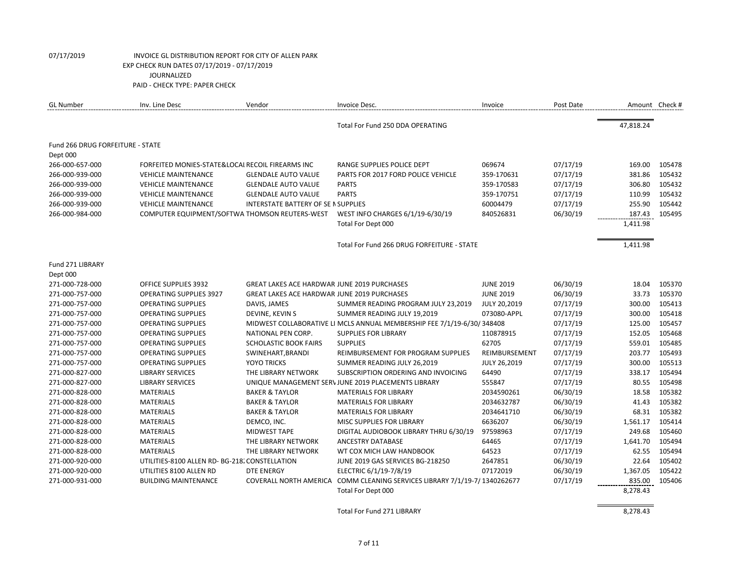07/17/2019 INVOICE GL DISTRIBUTION REPORT FOR CITY OF ALLEN PARK
EXP CHECK RUN DATES 07/17/2019 - 07/17/2019
JOURNALIZED
PAID - CHECK TYPE: PAPER CHECK

| GL Number | Inv. Line Desc | Vendor | Invoice Desc. | Invoice | Post Date | Amount | Check # |
|---|---|---|---|---|---|---|---|
| | | | Total For Fund 250 DDA OPERATING | | | 47,818.24 | |
| Fund 266 DRUG FORFEITURE - STATE | | | | | | | |
| Dept 000 | | | | | | | |
| 266-000-657-000 | FORFEITED MONIES-STATE&LOCAL | RECOIL FIREARMS INC | RANGE SUPPLIES POLICE DEPT | 069674 | 07/17/19 | 169.00 | 105478 |
| 266-000-939-000 | VEHICLE MAINTENANCE | GLENDALE AUTO VALUE | PARTS FOR 2017 FORD POLICE VEHICLE | 359-170631 | 07/17/19 | 381.86 | 105432 |
| 266-000-939-000 | VEHICLE MAINTENANCE | GLENDALE AUTO VALUE | PARTS | 359-170583 | 07/17/19 | 306.80 | 105432 |
| 266-000-939-000 | VEHICLE MAINTENANCE | GLENDALE AUTO VALUE | PARTS | 359-170751 | 07/17/19 | 110.99 | 105432 |
| 266-000-939-000 | VEHICLE MAINTENANCE | INTERSTATE BATTERY OF SE M | SUPPLIES | 60004479 | 07/17/19 | 255.90 | 105442 |
| 266-000-984-000 | COMPUTER EQUIPMENT/SOFTWA | THOMSON REUTERS-WEST | WEST INFO CHARGES 6/1/19-6/30/19 | 840526831 | 06/30/19 | 187.43 | 105495 |
| | | | Total For Dept 000 | | | 1,411.98 | |
| | | | Total For Fund 266 DRUG FORFEITURE - STATE | | | 1,411.98 | |
| Fund 271 LIBRARY | | | | | | | |
| Dept 000 | | | | | | | |
| 271-000-728-000 | OFFICE SUPPLIES 3932 | GREAT LAKES ACE HARDWAR | JUNE 2019 PURCHASES | JUNE 2019 | 06/30/19 | 18.04 | 105370 |
| 271-000-757-000 | OPERATING SUPPLIES 3927 | GREAT LAKES ACE HARDWAR | JUNE 2019 PURCHASES | JUNE 2019 | 06/30/19 | 33.73 | 105370 |
| 271-000-757-000 | OPERATING SUPPLIES | DAVIS, JAMES | SUMMER READING PROGRAM JULY 23,2019 | JULY 20,2019 | 07/17/19 | 300.00 | 105413 |
| 271-000-757-000 | OPERATING SUPPLIES | DEVINE, KEVIN S | SUMMER READING JULY 19,2019 | 073080-APPL | 07/17/19 | 300.00 | 105418 |
| 271-000-757-000 | OPERATING SUPPLIES | MIDWEST COLLABORATIVE LI | MCLS ANNUAL MEMBERSHIP FEE 7/1/19-6/30/ | 348408 | 07/17/19 | 125.00 | 105457 |
| 271-000-757-000 | OPERATING SUPPLIES | NATIONAL PEN CORP. | SUPPLIES FOR LIBRARY | 110878915 | 07/17/19 | 152.05 | 105468 |
| 271-000-757-000 | OPERATING SUPPLIES | SCHOLASTIC BOOK FAIRS | SUPPLIES | 62705 | 07/17/19 | 559.01 | 105485 |
| 271-000-757-000 | OPERATING SUPPLIES | SWINEHART,BRANDI | REIMBURSEMENT FOR PROGRAM SUPPLIES | REIMBURSEMENT | 07/17/19 | 203.77 | 105493 |
| 271-000-757-000 | OPERATING SUPPLIES | YOYO TRICKS | SUMMER READING JULY 26,2019 | JULY 26,2019 | 07/17/19 | 300.00 | 105513 |
| 271-000-827-000 | LIBRARY SERVICES | THE LIBRARY NETWORK | SUBSCRIPTION ORDERING AND INVOICING | 64490 | 07/17/19 | 338.17 | 105494 |
| 271-000-827-000 | LIBRARY SERVICES | UNIQUE MANAGEMENT SERV | JUNE 2019 PLACEMENTS LIBRARY | 555847 | 07/17/19 | 80.55 | 105498 |
| 271-000-828-000 | MATERIALS | BAKER & TAYLOR | MATERIALS FOR LIBRARY | 2034590261 | 06/30/19 | 18.58 | 105382 |
| 271-000-828-000 | MATERIALS | BAKER & TAYLOR | MATERIALS FOR LIBRARY | 2034632787 | 06/30/19 | 41.43 | 105382 |
| 271-000-828-000 | MATERIALS | BAKER & TAYLOR | MATERIALS FOR LIBRARY | 2034641710 | 06/30/19 | 68.31 | 105382 |
| 271-000-828-000 | MATERIALS | DEMCO, INC. | MISC SUPPLIES FOR LIBRARY | 6636207 | 06/30/19 | 1,561.17 | 105414 |
| 271-000-828-000 | MATERIALS | MIDWEST TAPE | DIGITAL AUDIOBOOK LIBRARY THRU 6/30/19 | 97598963 | 07/17/19 | 249.68 | 105460 |
| 271-000-828-000 | MATERIALS | THE LIBRARY NETWORK | ANCESTRY DATABASE | 64465 | 07/17/19 | 1,641.70 | 105494 |
| 271-000-828-000 | MATERIALS | THE LIBRARY NETWORK | WT COX MICH LAW HANDBOOK | 64523 | 07/17/19 | 62.55 | 105494 |
| 271-000-920-000 | UTILITIES-8100 ALLEN RD- BG-218 | CONSTELLATION | JUNE 2019 GAS SERVICES BG-218250 | 2647851 | 06/30/19 | 22.64 | 105402 |
| 271-000-920-000 | UTILITIES 8100 ALLEN RD | DTE ENERGY | ELECTRIC 6/1/19-7/8/19 | 07172019 | 06/30/19 | 1,367.05 | 105422 |
| 271-000-931-000 | BUILDING MAINTENANCE | COVERALL NORTH AMERICA | COMM CLEANING SERVICES LIBRARY 7/1/19-7/ | 1340262677 | 07/17/19 | 835.00 | 105406 |
| | | | Total For Dept 000 | | | 8,278.43 | |
| | | | Total For Fund 271 LIBRARY | | | 8,278.43 | |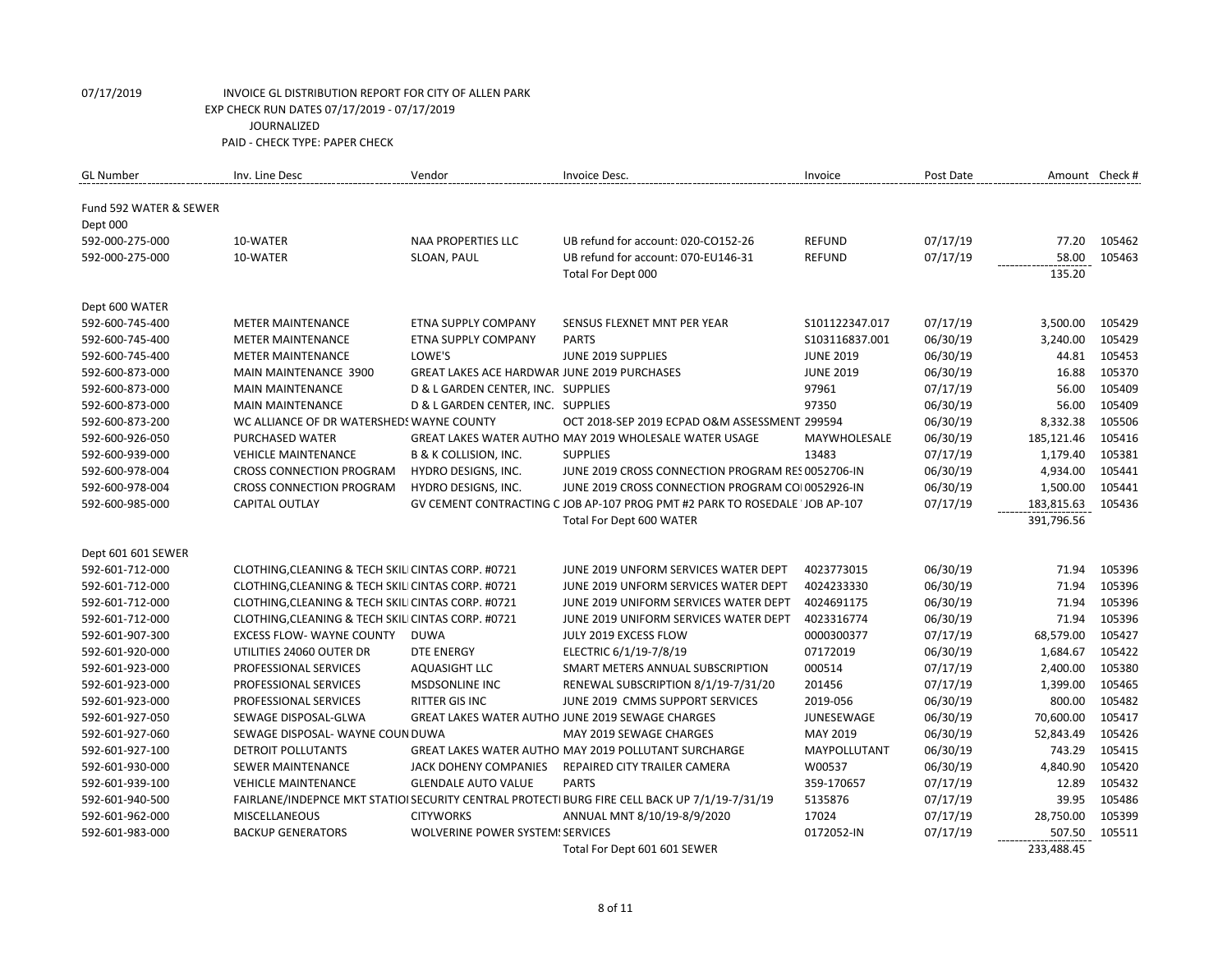07/17/2019 INVOICE GL DISTRIBUTION REPORT FOR CITY OF ALLEN PARK
EXP CHECK RUN DATES 07/17/2019 - 07/17/2019
JOURNALIZED
PAID - CHECK TYPE: PAPER CHECK

| GL Number | Inv. Line Desc | Vendor | Invoice Desc. | Invoice | Post Date | Amount | Check # |
|---|---|---|---|---|---|---|---|
| Fund 592 WATER & SEWER | | | | | | | |
| Dept 000 | | | | | | | |
| 592-000-275-000 | 10-WATER | NAA PROPERTIES LLC | UB refund for account: 020-CO152-26 | REFUND | 07/17/19 | 77.20 | 105462 |
| 592-000-275-000 | 10-WATER | SLOAN, PAUL | UB refund for account: 070-EU146-31 | REFUND | 07/17/19 | 58.00 | 105463 |
| | | | Total For Dept 000 | | | 135.20 | |
| Dept 600 WATER | | | | | | | |
| 592-600-745-400 | METER MAINTENANCE | ETNA SUPPLY COMPANY | SENSUS FLEXNET MNT PER YEAR | S101122347.017 | 07/17/19 | 3,500.00 | 105429 |
| 592-600-745-400 | METER MAINTENANCE | ETNA SUPPLY COMPANY | PARTS | S103116837.001 | 06/30/19 | 3,240.00 | 105429 |
| 592-600-745-400 | METER MAINTENANCE | LOWE'S | JUNE 2019 SUPPLIES | JUNE 2019 | 06/30/19 | 44.81 | 105453 |
| 592-600-873-000 | MAIN MAINTENANCE 3900 | GREAT LAKES ACE HARDWAR | JUNE 2019 PURCHASES | JUNE 2019 | 06/30/19 | 16.88 | 105370 |
| 592-600-873-000 | MAIN MAINTENANCE | D & L GARDEN CENTER, INC. | SUPPLIES | 97961 | 07/17/19 | 56.00 | 105409 |
| 592-600-873-000 | MAIN MAINTENANCE | D & L GARDEN CENTER, INC. | SUPPLIES | 97350 | 06/30/19 | 56.00 | 105409 |
| 592-600-873-200 | WC ALLIANCE OF DR WATERSHEDS | WAYNE COUNTY | OCT 2018-SEP 2019 ECPAD O&M ASSESSMENT | 299594 | 06/30/19 | 8,332.38 | 105506 |
| 592-600-926-050 | PURCHASED WATER | GREAT LAKES WATER AUTHO | MAY 2019 WHOLESALE WATER USAGE | MAYWHOLESALE | 06/30/19 | 185,121.46 | 105416 |
| 592-600-939-000 | VEHICLE MAINTENANCE | B & K COLLISION, INC. | SUPPLIES | 13483 | 07/17/19 | 1,179.40 | 105381 |
| 592-600-978-004 | CROSS CONNECTION PROGRAM | HYDRO DESIGNS, INC. | JUNE 2019 CROSS CONNECTION PROGRAM RES | 0052706-IN | 06/30/19 | 4,934.00 | 105441 |
| 592-600-978-004 | CROSS CONNECTION PROGRAM | HYDRO DESIGNS, INC. | JUNE 2019 CROSS CONNECTION PROGRAM CO | 0052926-IN | 06/30/19 | 1,500.00 | 105441 |
| 592-600-985-000 | CAPITAL OUTLAY | GV CEMENT CONTRACTING C | JOB AP-107 PROG PMT #2 PARK TO ROSEDALE | JOB AP-107 | 07/17/19 | 183,815.63 | 105436 |
| | | | Total For Dept 600 WATER | | | 391,796.56 | |
| Dept 601 601 SEWER | | | | | | | |
| 592-601-712-000 | CLOTHING,CLEANING & TECH SKILI | CINTAS CORP. #0721 | JUNE 2019 UNFORM SERVICES WATER DEPT | 4023773015 | 06/30/19 | 71.94 | 105396 |
| 592-601-712-000 | CLOTHING,CLEANING & TECH SKILI | CINTAS CORP. #0721 | JUNE 2019 UNFORM SERVICES WATER DEPT | 4024233330 | 06/30/19 | 71.94 | 105396 |
| 592-601-712-000 | CLOTHING,CLEANING & TECH SKILI | CINTAS CORP. #0721 | JUNE 2019 UNIFORM SERVICES WATER DEPT | 4024691175 | 06/30/19 | 71.94 | 105396 |
| 592-601-712-000 | CLOTHING,CLEANING & TECH SKILI | CINTAS CORP. #0721 | JUNE 2019 UNIFORM SERVICES WATER DEPT | 4023316774 | 06/30/19 | 71.94 | 105396 |
| 592-601-907-300 | EXCESS FLOW- WAYNE COUNTY | DUWA | JULY 2019 EXCESS FLOW | 0000300377 | 07/17/19 | 68,579.00 | 105427 |
| 592-601-920-000 | UTILITIES 24060 OUTER DR | DTE ENERGY | ELECTRIC 6/1/19-7/8/19 | 07172019 | 06/30/19 | 1,684.67 | 105422 |
| 592-601-923-000 | PROFESSIONAL SERVICES | AQUASIGHT LLC | SMART METERS ANNUAL SUBSCRIPTION | 000514 | 07/17/19 | 2,400.00 | 105380 |
| 592-601-923-000 | PROFESSIONAL SERVICES | MSDSONLINE INC | RENEWAL SUBSCRIPTION 8/1/19-7/31/20 | 201456 | 07/17/19 | 1,399.00 | 105465 |
| 592-601-923-000 | PROFESSIONAL SERVICES | RITTER GIS INC | JUNE 2019 CMMS SUPPORT SERVICES | 2019-056 | 06/30/19 | 800.00 | 105482 |
| 592-601-927-050 | SEWAGE DISPOSAL-GLWA | GREAT LAKES WATER AUTHO | JUNE 2019 SEWAGE CHARGES | JUNESEWAGE | 06/30/19 | 70,600.00 | 105417 |
| 592-601-927-060 | SEWAGE DISPOSAL- WAYNE COUN | DUWA | MAY 2019 SEWAGE CHARGES | MAY 2019 | 06/30/19 | 52,843.49 | 105426 |
| 592-601-927-100 | DETROIT POLLUTANTS | GREAT LAKES WATER AUTHO | MAY 2019 POLLUTANT SURCHARGE | MAYPOLLUTANT | 06/30/19 | 743.29 | 105415 |
| 592-601-930-000 | SEWER MAINTENANCE | JACK DOHENY COMPANIES | REPAIRED CITY TRAILER CAMERA | W00537 | 06/30/19 | 4,840.90 | 105420 |
| 592-601-939-100 | VEHICLE MAINTENANCE | GLENDALE AUTO VALUE | PARTS | 359-170657 | 07/17/19 | 12.89 | 105432 |
| 592-601-940-500 | FAIRLANE/INDEPNCE MKT STATIOI | SECURITY CENTRAL PROTECTI | BURG FIRE CELL BACK UP 7/1/19-7/31/19 | 5135876 | 07/17/19 | 39.95 | 105486 |
| 592-601-962-000 | MISCELLANEOUS | CITYWORKS | ANNUAL MNT 8/10/19-8/9/2020 | 17024 | 07/17/19 | 28,750.00 | 105399 |
| 592-601-983-000 | BACKUP GENERATORS | WOLVERINE POWER SYSTEMS | SERVICES | 0172052-IN | 07/17/19 | 507.50 | 105511 |
| | | | Total For Dept 601 601 SEWER | | | 233,488.45 | |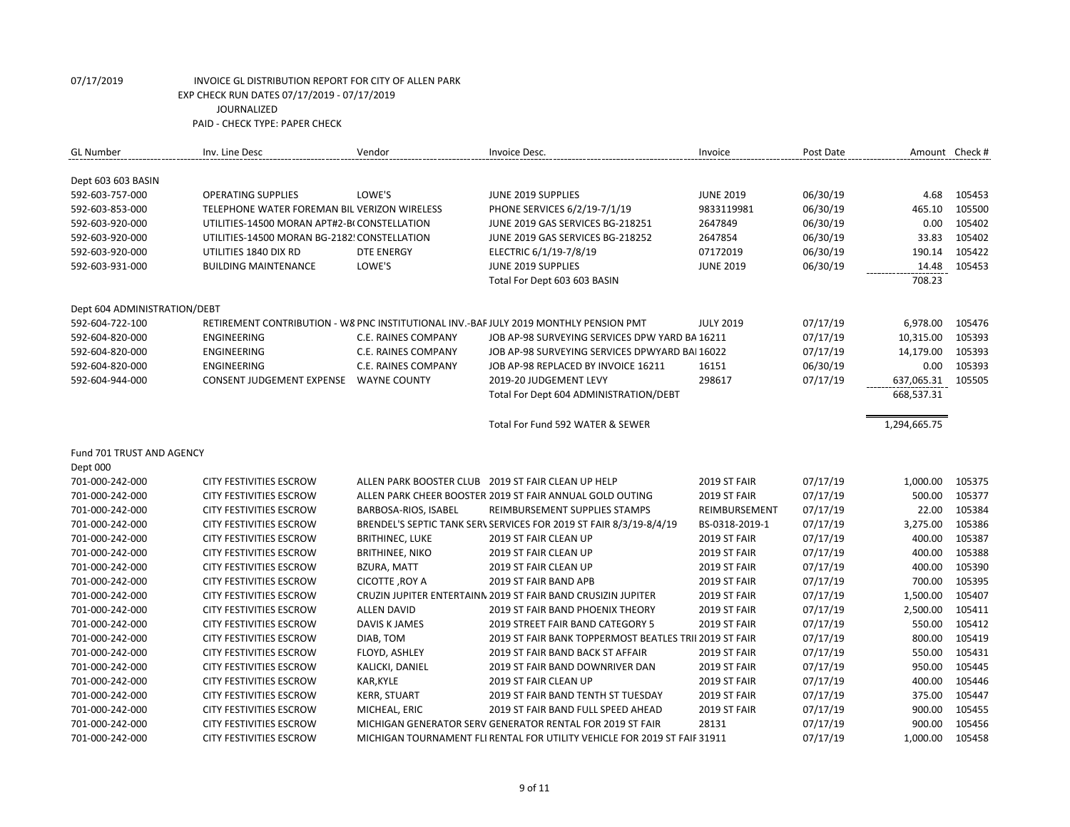07/17/2019 INVOICE GL DISTRIBUTION REPORT FOR CITY OF ALLEN PARK
EXP CHECK RUN DATES 07/17/2019 - 07/17/2019
JOURNALIZED
PAID - CHECK TYPE: PAPER CHECK

| GL Number | Inv. Line Desc | Vendor | Invoice Desc. | Invoice | Post Date | Amount | Check # |
|---|---|---|---|---|---|---|---|
| Dept 603 603 BASIN | | | | | | | |
| 592-603-757-000 | OPERATING SUPPLIES | LOWE'S | JUNE 2019 SUPPLIES | JUNE 2019 | 06/30/19 | 4.68 | 105453 |
| 592-603-853-000 | TELEPHONE WATER FOREMAN BIL | VERIZON WIRELESS | PHONE SERVICES 6/2/19-7/1/19 | 9833119981 | 06/30/19 | 465.10 | 105500 |
| 592-603-920-000 | UTILITIES-14500 MORAN APT#2-B( | CONSTELLATION | JUNE 2019 GAS SERVICES BG-218251 | 2647849 | 06/30/19 | 0.00 | 105402 |
| 592-603-920-000 | UTILITIES-14500 MORAN BG-2182! | CONSTELLATION | JUNE 2019 GAS SERVICES BG-218252 | 2647854 | 06/30/19 | 33.83 | 105402 |
| 592-603-920-000 | UTILITIES 1840 DIX RD | DTE ENERGY | ELECTRIC 6/1/19-7/8/19 | 07172019 | 06/30/19 | 190.14 | 105422 |
| 592-603-931-000 | BUILDING MAINTENANCE | LOWE'S | JUNE 2019 SUPPLIES | JUNE 2019 | 06/30/19 | 14.48 | 105453 |
| | | | Total For Dept 603 603 BASIN | | | 708.23 | |
| Dept 604 ADMINISTRATION/DEBT | | | | | | | |
| 592-604-722-100 | RETIREMENT CONTRIBUTION - W8 | PNC INSTITUTIONAL INV.-BAF | JULY 2019 MONTHLY PENSION PMT | JULY 2019 | 07/17/19 | 6,978.00 | 105476 |
| 592-604-820-000 | ENGINEERING | C.E. RAINES COMPANY | JOB AP-98 SURVEYING SERVICES DPW YARD BA | 16211 | 07/17/19 | 10,315.00 | 105393 |
| 592-604-820-000 | ENGINEERING | C.E. RAINES COMPANY | JOB AP-98 SURVEYING SERVICES DPWYARD BAI | 16022 | 07/17/19 | 14,179.00 | 105393 |
| 592-604-820-000 | ENGINEERING | C.E. RAINES COMPANY | JOB AP-98 REPLACED BY INVOICE 16211 | 16151 | 06/30/19 | 0.00 | 105393 |
| 592-604-944-000 | CONSENT JUDGEMENT EXPENSE | WAYNE COUNTY | 2019-20 JUDGEMENT LEVY | 298617 | 07/17/19 | 637,065.31 | 105505 |
| | | | Total For Dept 604 ADMINISTRATION/DEBT | | | 668,537.31 | |
| | | | Total For Fund 592 WATER & SEWER | | | 1,294,665.75 | |
| Fund 701 TRUST AND AGENCY | | | | | | | |
| Dept 000 | | | | | | | |
| 701-000-242-000 | CITY FESTIVITIES ESCROW | ALLEN PARK BOOSTER CLUB | 2019 ST FAIR CLEAN UP HELP | 2019 ST FAIR | 07/17/19 | 1,000.00 | 105375 |
| 701-000-242-000 | CITY FESTIVITIES ESCROW | ALLEN PARK CHEER BOOSTER | 2019 ST FAIR ANNUAL GOLD OUTING | 2019 ST FAIR | 07/17/19 | 500.00 | 105377 |
| 701-000-242-000 | CITY FESTIVITIES ESCROW | BARBOSA-RIOS, ISABEL | REIMBURSEMENT SUPPLIES STAMPS | REIMBURSEMENT | 07/17/19 | 22.00 | 105384 |
| 701-000-242-000 | CITY FESTIVITIES ESCROW | BRENDEL'S SEPTIC TANK SERV | SERVICES FOR 2019 ST FAIR 8/3/19-8/4/19 | BS-0318-2019-1 | 07/17/19 | 3,275.00 | 105386 |
| 701-000-242-000 | CITY FESTIVITIES ESCROW | BRITHINEC, LUKE | 2019 ST FAIR CLEAN UP | 2019 ST FAIR | 07/17/19 | 400.00 | 105387 |
| 701-000-242-000 | CITY FESTIVITIES ESCROW | BRITHINEE, NIKO | 2019 ST FAIR CLEAN UP | 2019 ST FAIR | 07/17/19 | 400.00 | 105388 |
| 701-000-242-000 | CITY FESTIVITIES ESCROW | BZURA, MATT | 2019 ST FAIR CLEAN UP | 2019 ST FAIR | 07/17/19 | 400.00 | 105390 |
| 701-000-242-000 | CITY FESTIVITIES ESCROW | CICOTTE ,ROY A | 2019 ST FAIR BAND APB | 2019 ST FAIR | 07/17/19 | 700.00 | 105395 |
| 701-000-242-000 | CITY FESTIVITIES ESCROW | CRUZIN JUPITER ENTERTAINN | 2019 ST FAIR BAND CRUSIZIN JUPITER | 2019 ST FAIR | 07/17/19 | 1,500.00 | 105407 |
| 701-000-242-000 | CITY FESTIVITIES ESCROW | ALLEN DAVID | 2019 ST FAIR BAND PHOENIX THEORY | 2019 ST FAIR | 07/17/19 | 2,500.00 | 105411 |
| 701-000-242-000 | CITY FESTIVITIES ESCROW | DAVIS K JAMES | 2019 STREET FAIR BAND CATEGORY 5 | 2019 ST FAIR | 07/17/19 | 550.00 | 105412 |
| 701-000-242-000 | CITY FESTIVITIES ESCROW | DIAB, TOM | 2019 ST FAIR BANK TOPPERMOST BEATLES TRII | 2019 ST FAIR | 07/17/19 | 800.00 | 105419 |
| 701-000-242-000 | CITY FESTIVITIES ESCROW | FLOYD, ASHLEY | 2019 ST FAIR BAND BACK ST AFFAIR | 2019 ST FAIR | 07/17/19 | 550.00 | 105431 |
| 701-000-242-000 | CITY FESTIVITIES ESCROW | KALICKI, DANIEL | 2019 ST FAIR BAND DOWNRIVER DAN | 2019 ST FAIR | 07/17/19 | 950.00 | 105445 |
| 701-000-242-000 | CITY FESTIVITIES ESCROW | KAR,KYLE | 2019 ST FAIR CLEAN UP | 2019 ST FAIR | 07/17/19 | 400.00 | 105446 |
| 701-000-242-000 | CITY FESTIVITIES ESCROW | KERR, STUART | 2019 ST FAIR BAND TENTH ST TUESDAY | 2019 ST FAIR | 07/17/19 | 375.00 | 105447 |
| 701-000-242-000 | CITY FESTIVITIES ESCROW | MICHEAL, ERIC | 2019 ST FAIR BAND FULL SPEED AHEAD | 2019 ST FAIR | 07/17/19 | 900.00 | 105455 |
| 701-000-242-000 | CITY FESTIVITIES ESCROW | MICHIGAN GENERATOR SERV | GENERATOR RENTAL FOR 2019 ST FAIR | 28131 | 07/17/19 | 900.00 | 105456 |
| 701-000-242-000 | CITY FESTIVITIES ESCROW | MICHIGAN TOURNAMENT FLI | RENTAL FOR UTILITY VEHICLE FOR 2019 ST FAIF | 31911 | 07/17/19 | 1,000.00 | 105458 |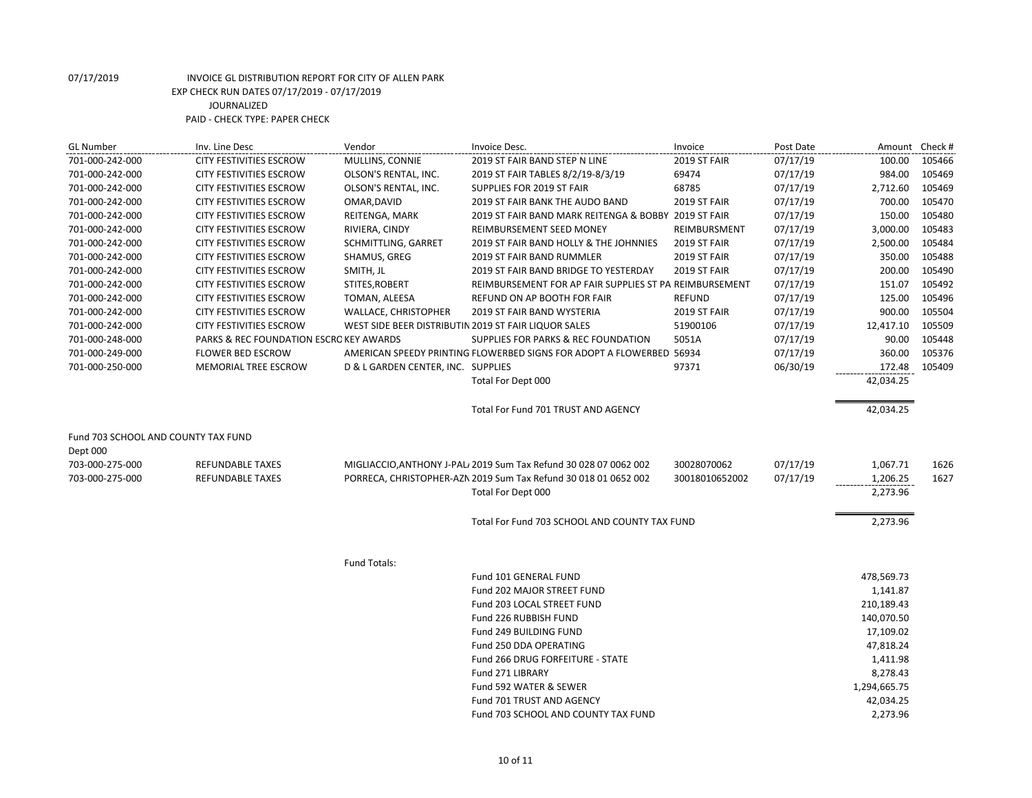07/17/2019 INVOICE GL DISTRIBUTION REPORT FOR CITY OF ALLEN PARK
EXP CHECK RUN DATES 07/17/2019 - 07/17/2019
JOURNALIZED
PAID - CHECK TYPE: PAPER CHECK

| GL Number | Inv. Line Desc | Vendor | Invoice Desc. | Invoice | Post Date | Amount | Check # |
|---|---|---|---|---|---|---|---|
| 701-000-242-000 | CITY FESTIVITIES ESCROW | MULLINS, CONNIE | 2019 ST FAIR BAND STEP N LINE | 2019 ST FAIR | 07/17/19 | 100.00 | 105466 |
| 701-000-242-000 | CITY FESTIVITIES ESCROW | OLSON'S RENTAL, INC. | 2019 ST FAIR TABLES 8/2/19-8/3/19 | 69474 | 07/17/19 | 984.00 | 105469 |
| 701-000-242-000 | CITY FESTIVITIES ESCROW | OLSON'S RENTAL, INC. | SUPPLIES FOR 2019 ST FAIR | 68785 | 07/17/19 | 2,712.60 | 105469 |
| 701-000-242-000 | CITY FESTIVITIES ESCROW | OMAR,DAVID | 2019 ST FAIR BANK THE AUDO BAND | 2019 ST FAIR | 07/17/19 | 700.00 | 105470 |
| 701-000-242-000 | CITY FESTIVITIES ESCROW | REITENGA, MARK | 2019 ST FAIR BAND MARK REITENGA & BOBBY | 2019 ST FAIR | 07/17/19 | 150.00 | 105480 |
| 701-000-242-000 | CITY FESTIVITIES ESCROW | RIVIERA, CINDY | REIMBURSEMENT SEED MONEY | REIMBURSMENT | 07/17/19 | 3,000.00 | 105483 |
| 701-000-242-000 | CITY FESTIVITIES ESCROW | SCHMITTLING, GARRET | 2019 ST FAIR BAND HOLLY & THE JOHNNIES | 2019 ST FAIR | 07/17/19 | 2,500.00 | 105484 |
| 701-000-242-000 | CITY FESTIVITIES ESCROW | SHAMUS, GREG | 2019 ST FAIR BAND RUMMLER | 2019 ST FAIR | 07/17/19 | 350.00 | 105488 |
| 701-000-242-000 | CITY FESTIVITIES ESCROW | SMITH, JL | 2019 ST FAIR BAND BRIDGE TO YESTERDAY | 2019 ST FAIR | 07/17/19 | 200.00 | 105490 |
| 701-000-242-000 | CITY FESTIVITIES ESCROW | STITES,ROBERT | REIMBURSEMENT FOR AP FAIR SUPPLIES ST PA | REIMBURSEMENT | 07/17/19 | 151.07 | 105492 |
| 701-000-242-000 | CITY FESTIVITIES ESCROW | TOMAN, ALEESA | REFUND ON AP BOOTH FOR FAIR | REFUND | 07/17/19 | 125.00 | 105496 |
| 701-000-242-000 | CITY FESTIVITIES ESCROW | WALLACE, CHRISTOPHER | 2019 ST FAIR BAND WYSTERIA | 2019 ST FAIR | 07/17/19 | 900.00 | 105504 |
| 701-000-242-000 | CITY FESTIVITIES ESCROW | WEST SIDE BEER DISTRIBUTIN | 2019 ST FAIR LIQUOR SALES | 51900106 | 07/17/19 | 12,417.10 | 105509 |
| 701-000-248-000 | PARKS & REC FOUNDATION ESCRO | KEY AWARDS | SUPPLIES FOR PARKS & REC FOUNDATION | 5051A | 07/17/19 | 90.00 | 105448 |
| 701-000-249-000 | FLOWER BED ESCROW | AMERICAN SPEEDY PRINTING | FLOWERBED SIGNS FOR ADOPT A FLOWERBED | 56934 | 07/17/19 | 360.00 | 105376 |
| 701-000-250-000 | MEMORIAL TREE ESCROW | D & L GARDEN CENTER, INC. | SUPPLIES | 97371 | 06/30/19 | 172.48 | 105409 |
| | | | Total For Dept 000 | | | 42,034.25 | |
| | | | Total For Fund 701 TRUST AND AGENCY | | | 42,034.25 | |

Fund 703 SCHOOL AND COUNTY TAX FUND
Dept 000

| GL Number | Inv. Line Desc | Vendor | Invoice Desc. | Invoice | Post Date | Amount | Check # |
|---|---|---|---|---|---|---|---|
| 703-000-275-000 | REFUNDABLE TAXES | MIGLIACCIO,ANTHONY J-PAL/ | 2019 Sum Tax Refund 30 028 07 0062 002 | 30028070062 | 07/17/19 | 1,067.71 | 1626 |
| 703-000-275-000 | REFUNDABLE TAXES | PORRECA, CHRISTOPHER-AZN | 2019 Sum Tax Refund 30 018 01 0652 002 | 30018010652002 | 07/17/19 | 1,206.25 | 1627 |
| | | | Total For Dept 000 | | | 2,273.96 | |
| | | | Total For Fund 703 SCHOOL AND COUNTY TAX FUND | | | 2,273.96 | |

Fund Totals:

| Fund | Amount |
|---|---|
| Fund 101 GENERAL FUND | 478,569.73 |
| Fund 202 MAJOR STREET FUND | 1,141.87 |
| Fund 203 LOCAL STREET FUND | 210,189.43 |
| Fund 226 RUBBISH FUND | 140,070.50 |
| Fund 249 BUILDING FUND | 17,109.02 |
| Fund 250 DDA OPERATING | 47,818.24 |
| Fund 266 DRUG FORFEITURE - STATE | 1,411.98 |
| Fund 271 LIBRARY | 8,278.43 |
| Fund 592 WATER & SEWER | 1,294,665.75 |
| Fund 701 TRUST AND AGENCY | 42,034.25 |
| Fund 703 SCHOOL AND COUNTY TAX FUND | 2,273.96 |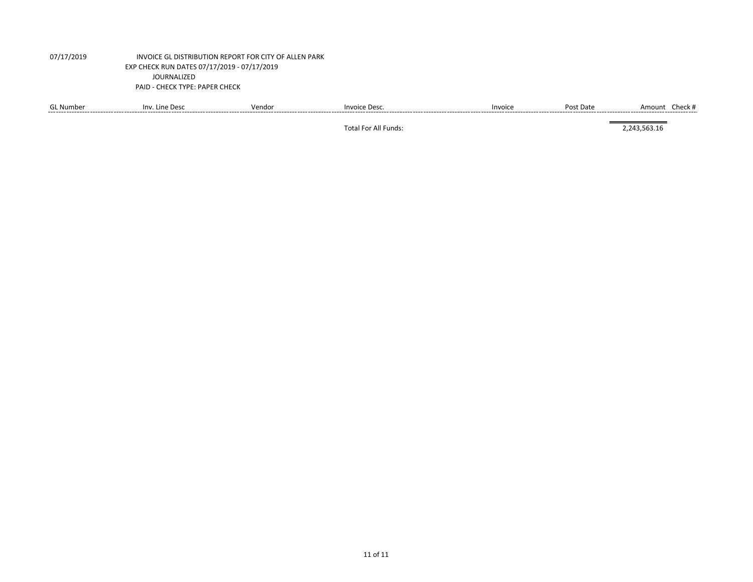07/17/2019 INVOICE GL DISTRIBUTION REPORT FOR CITY OF ALLEN PARK

EXP CHECK RUN DATES 07/17/2019 - 07/17/2019

JOURNALIZED

PAID - CHECK TYPE: PAPER CHECK

| GL Number | Inv. Line Desc | Vendor | Invoice Desc. | Invoice | Post Date | Amount | Check # |
|---|---|---|---|---|---|---|---|
| | | | Total For All Funds: | | | 2,243,563.16 | |